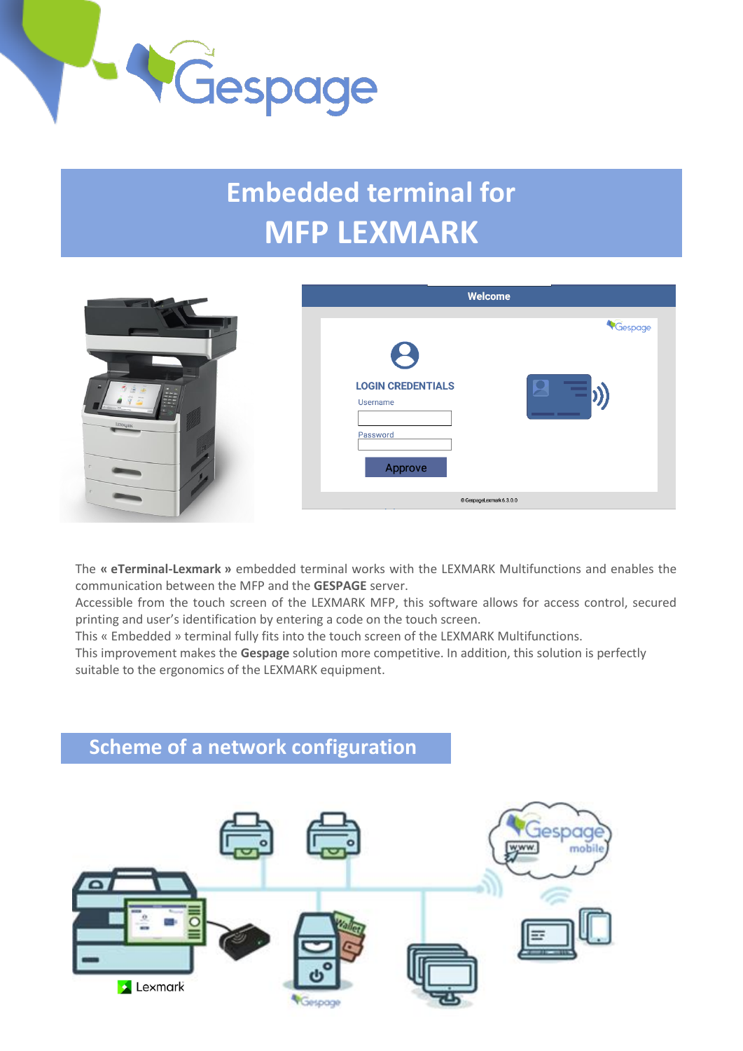# Embedded terminal for MFP LEXMARK

The **« eTerminal-Lexmark »** embedded terminal works with the LEXMARK Multifunctions and enables the communication between the MFP and the **GESPAGE** server.
Accessible from the touch screen of the LEXMARK MFP, this software allows for access control, secured printing and user's identification by entering a code on the touch screen.
This « Embedded » terminal fully fits into the touch screen of the LEXMARK Multifunctions.
This improvement makes the **Gespage** solution more competitive. In addition, this solution is perfectly suitable to the ergonomics of the LEXMARK equipment.

## Scheme of a network configuration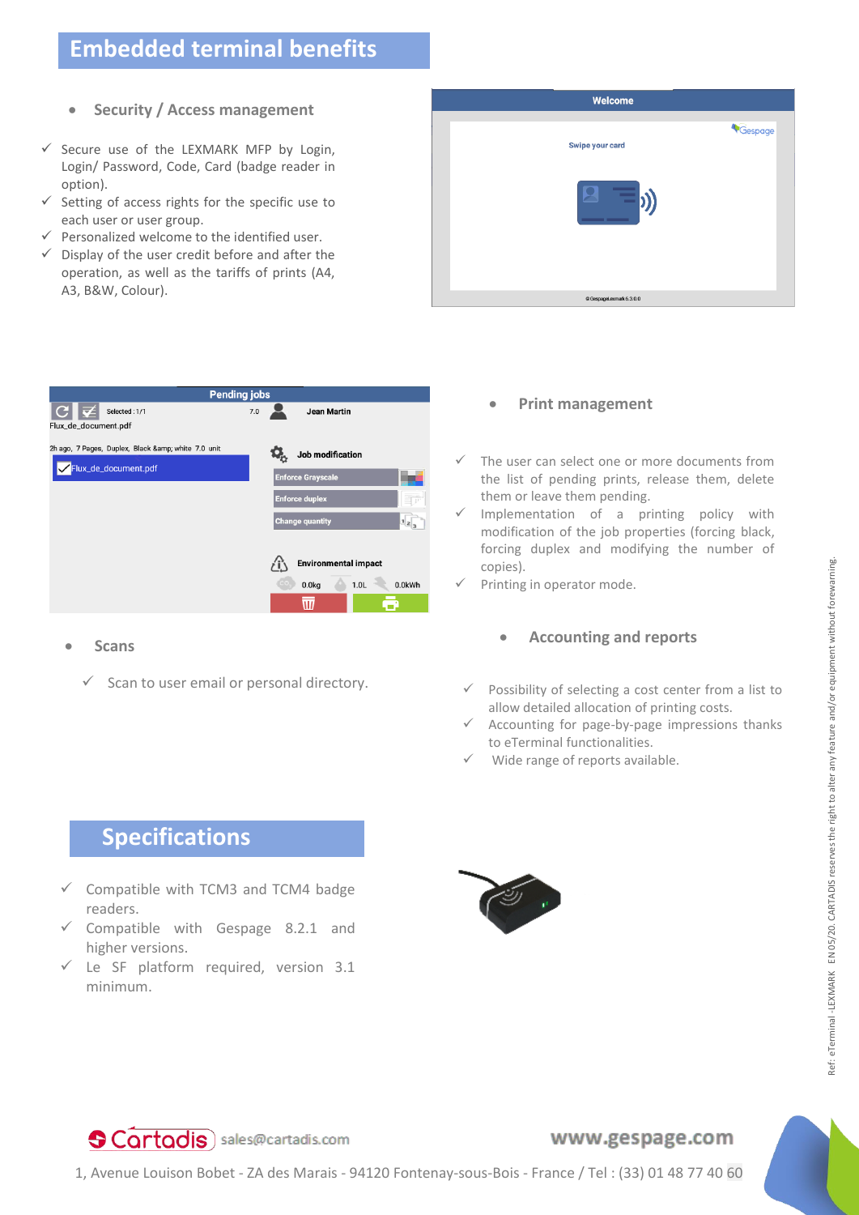## Embedded terminal benefits

- **Security / Access management**

- ✓ Secure use of the LEXMARK MFP by Login, Login/ Password, Code, Card (badge reader in option).
- ✓ Setting of access rights for the specific use to each user or user group.
- ✓ Personalized welcome to the identified user.
- ✓ Display of the user credit before and after the operation, as well as the tariffs of prints (A4, A3, B&W, Colour).

- **Print management**

- ✓ The user can select one or more documents from the list of pending prints, release them, delete them or leave them pending.
- ✓ Implementation of a printing policy with modification of the job properties (forcing black, forcing duplex and modifying the number of copies).
- ✓ Printing in operator mode.

- **Scans**

- ✓ Scan to user email or personal directory.

- **Accounting and reports**

- ✓ Possibility of selecting a cost center from a list to allow detailed allocation of printing costs.
- ✓ Accounting for page-by-page impressions thanks to eTerminal functionalities.
- ✓ Wide range of reports available.

## Specifications

- ✓ Compatible with TCM3 and TCM4 badge readers.
- ✓ Compatible with Gespage 8.2.1 and higher versions.
- ✓ Le SF platform required, version 3.1 minimum.

Ref: eTerminal -LEXMARK EN 05/20. CARTADIS reserves the right to alter any feature and/or equipment without forewarning.

Cartadis sales@cartadis.com www.gespage.com

1, Avenue Louison Bobet - ZA des Marais - 94120 Fontenay-sous-Bois - France / Tel : (33) 01 48 77 40 60